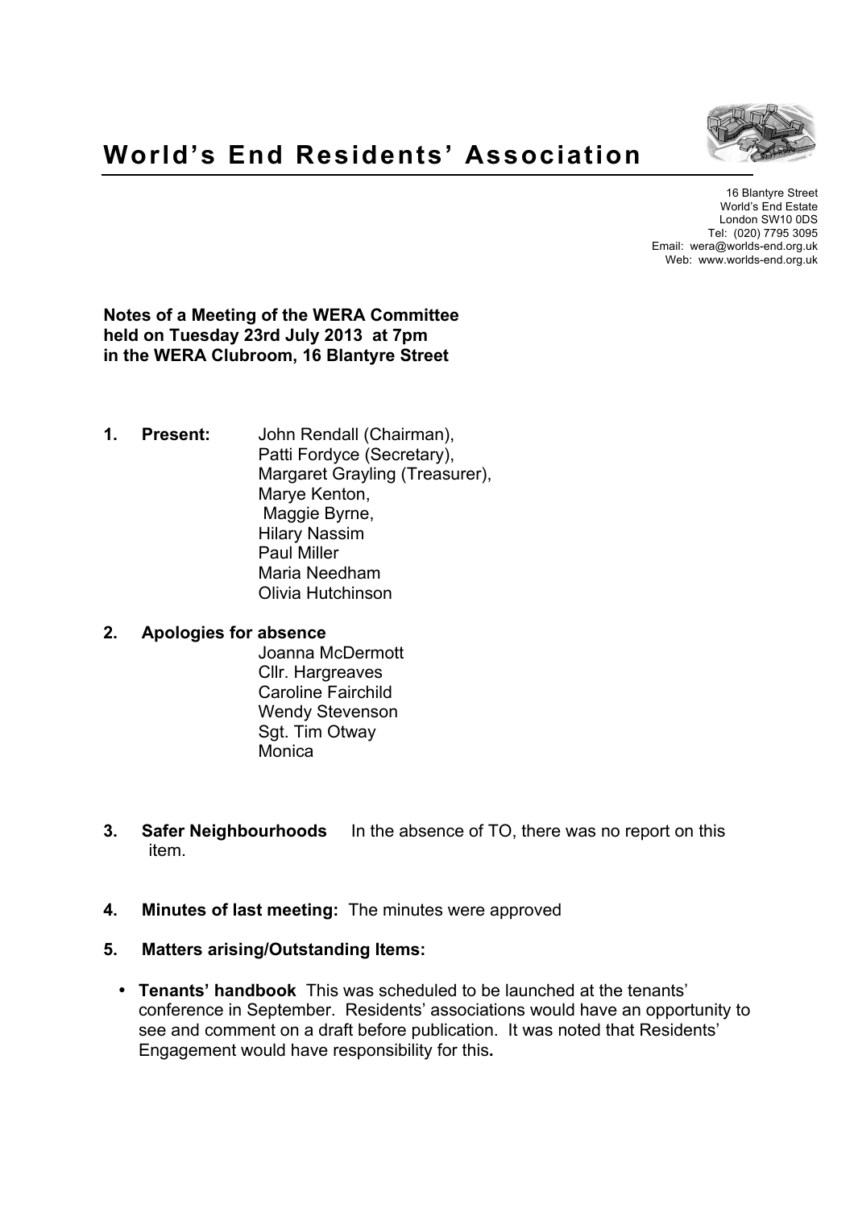# World's End Residents' Association

16 Blantyre Street
World's End Estate
London SW10 0DS
Tel: (020) 7795 3095
Email: wera@worlds-end.org.uk
Web: www.worlds-end.org.uk

**Notes of a Meeting of the WERA Committee held on Tuesday 23rd July 2013 at 7pm in the WERA Clubroom, 16 Blantyre Street**

1. **Present:** John Rendall (Chairman), Patti Fordyce (Secretary), Margaret Grayling (Treasurer), Marye Kenton, Maggie Byrne, Hilary Nassim, Paul Miller, Maria Needham, Olivia Hutchinson

2. **Apologies for absence**
   Joanna McDermott
   Cllr. Hargreaves
   Caroline Fairchild
   Wendy Stevenson
   Sgt. Tim Otway
   Monica

3. **Safer Neighbourhoods** In the absence of TO, there was no report on this item.

4. **Minutes of last meeting:** The minutes were approved

5. **Matters arising/Outstanding Items:**

   - **Tenants' handbook** This was scheduled to be launched at the tenants' conference in September. Residents' associations would have an opportunity to see and comment on a draft before publication. It was noted that Residents' Engagement would have responsibility for this.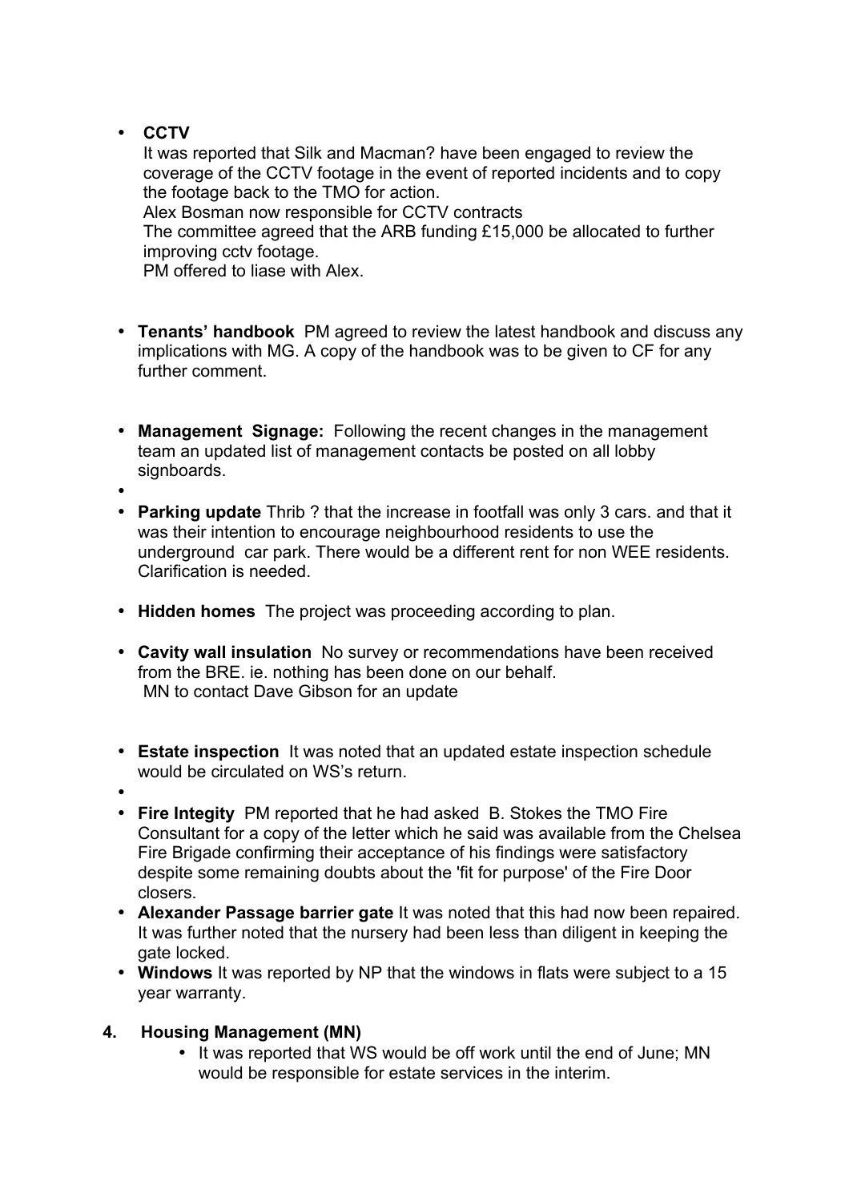- **CCTV**
  It was reported that Silk and Macman? have been engaged to review the coverage of the CCTV footage in the event of reported incidents and to copy the footage back to the TMO for action.
  Alex Bosman now responsible for CCTV contracts
  The committee agreed that the ARB funding £15,000 be allocated to further improving cctv footage.
  PM offered to liase with Alex.

- **Tenants' handbook** PM agreed to review the latest handbook and discuss any implications with MG. A copy of the handbook was to be given to CF for any further comment.

- **Management Signage:** Following the recent changes in the management team an updated list of management contacts be posted on all lobby signboards.
- 
- **Parking update** Thrib ? that the increase in footfall was only 3 cars. and that it was their intention to encourage neighbourhood residents to use the underground car park. There would be a different rent for non WEE residents. Clarification is needed.

- **Hidden homes** The project was proceeding according to plan.

- **Cavity wall insulation** No survey or recommendations have been received from the BRE. ie. nothing has been done on our behalf.
  MN to contact Dave Gibson for an update

- **Estate inspection** It was noted that an updated estate inspection schedule would be circulated on WS's return.
- 
- **Fire Integity** PM reported that he had asked B. Stokes the TMO Fire Consultant for a copy of the letter which he said was available from the Chelsea Fire Brigade confirming their acceptance of his findings were satisfactory despite some remaining doubts about the 'fit for purpose' of the Fire Door closers.
- **Alexander Passage barrier gate** It was noted that this had now been repaired. It was further noted that the nursery had been less than diligent in keeping the gate locked.
- **Windows** It was reported by NP that the windows in flats were subject to a 15 year warranty.

**4. Housing Management (MN)**

- It was reported that WS would be off work until the end of June; MN would be responsible for estate services in the interim.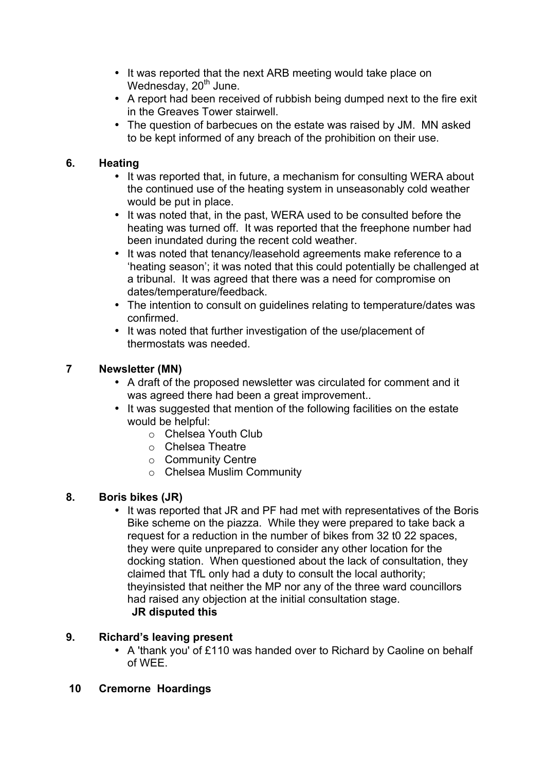- It was reported that the next ARB meeting would take place on Wednesday, 20th June.
- A report had been received of rubbish being dumped next to the fire exit in the Greaves Tower stairwell.
- The question of barbecues on the estate was raised by JM. MN asked to be kept informed of any breach of the prohibition on their use.

## 6. Heating

- It was reported that, in future, a mechanism for consulting WERA about the continued use of the heating system in unseasonably cold weather would be put in place.
- It was noted that, in the past, WERA used to be consulted before the heating was turned off. It was reported that the freephone number had been inundated during the recent cold weather.
- It was noted that tenancy/leasehold agreements make reference to a 'heating season'; it was noted that this could potentially be challenged at a tribunal. It was agreed that there was a need for compromise on dates/temperature/feedback.
- The intention to consult on guidelines relating to temperature/dates was confirmed.
- It was noted that further investigation of the use/placement of thermostats was needed.

## 7 Newsletter (MN)

- A draft of the proposed newsletter was circulated for comment and it was agreed there had been a great improvement..
- It was suggested that mention of the following facilities on the estate would be helpful:
  - Chelsea Youth Club
  - Chelsea Theatre
  - Community Centre
  - Chelsea Muslim Community

## 8. Boris bikes (JR)

- It was reported that JR and PF had met with representatives of the Boris Bike scheme on the piazza. While they were prepared to take back a request for a reduction in the number of bikes from 32 t0 22 spaces, they were quite unprepared to consider any other location for the docking station. When questioned about the lack of consultation, they claimed that TfL only had a duty to consult the local authority; theyinsisted that neither the MP nor any of the three ward councillors had raised any objection at the initial consultation stage.
  **JR disputed this**

## 9. Richard's leaving present

- A 'thank you' of £110 was handed over to Richard by Caoline on behalf of WEE.

## 10 Cremorne Hoardings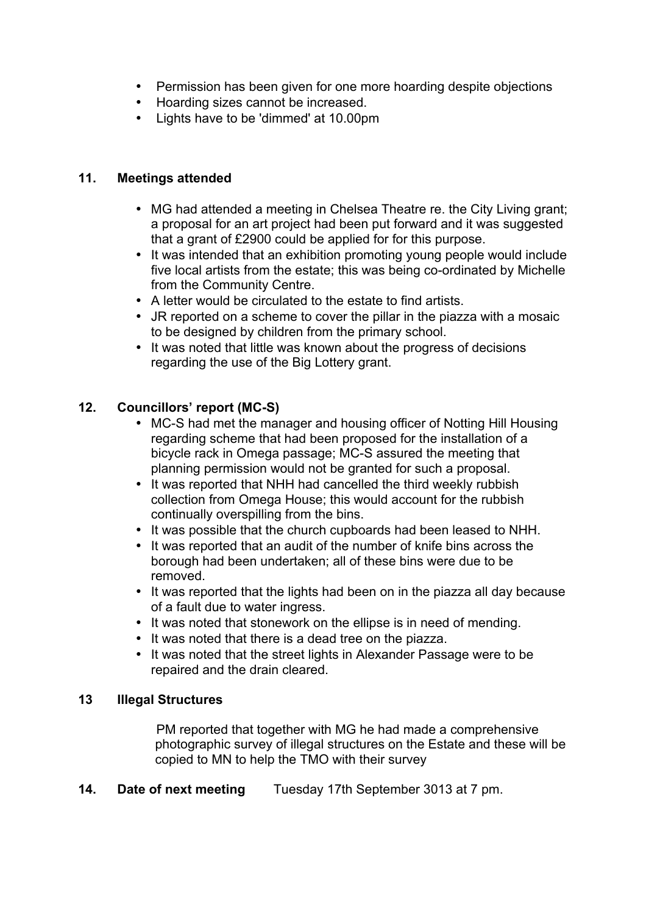- Permission has been given for one more hoarding despite objections
- Hoarding sizes cannot be increased.
- Lights have to be 'dimmed' at 10.00pm

## 11. Meetings attended

- MG had attended a meeting in Chelsea Theatre re. the City Living grant; a proposal for an art project had been put forward and it was suggested that a grant of £2900 could be applied for for this purpose.
- It was intended that an exhibition promoting young people would include five local artists from the estate; this was being co-ordinated by Michelle from the Community Centre.
- A letter would be circulated to the estate to find artists.
- JR reported on a scheme to cover the pillar in the piazza with a mosaic to be designed by children from the primary school.
- It was noted that little was known about the progress of decisions regarding the use of the Big Lottery grant.

## 12. Councillors' report (MC-S)

- MC-S had met the manager and housing officer of Notting Hill Housing regarding scheme that had been proposed for the installation of a bicycle rack in Omega passage; MC-S assured the meeting that planning permission would not be granted for such a proposal.
- It was reported that NHH had cancelled the third weekly rubbish collection from Omega House; this would account for the rubbish continually overspilling from the bins.
- It was possible that the church cupboards had been leased to NHH.
- It was reported that an audit of the number of knife bins across the borough had been undertaken; all of these bins were due to be removed.
- It was reported that the lights had been on in the piazza all day because of a fault due to water ingress.
- It was noted that stonework on the ellipse is in need of mending.
- It was noted that there is a dead tree on the piazza.
- It was noted that the street lights in Alexander Passage were to be repaired and the drain cleared.

## 13 Illegal Structures

PM reported that together with MG he had made a comprehensive photographic survey of illegal structures on the Estate and these will be copied to MN to help the TMO with their survey

## 14. Date of next meeting

Tuesday 17th September 3013 at 7 pm.